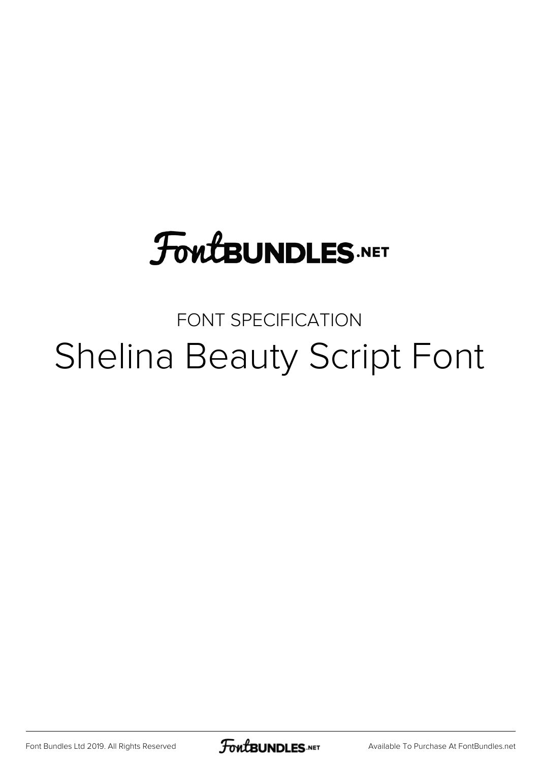FontBUNDLES.NET

FONT SPECIFICATION

# Shelina Beauty Script Font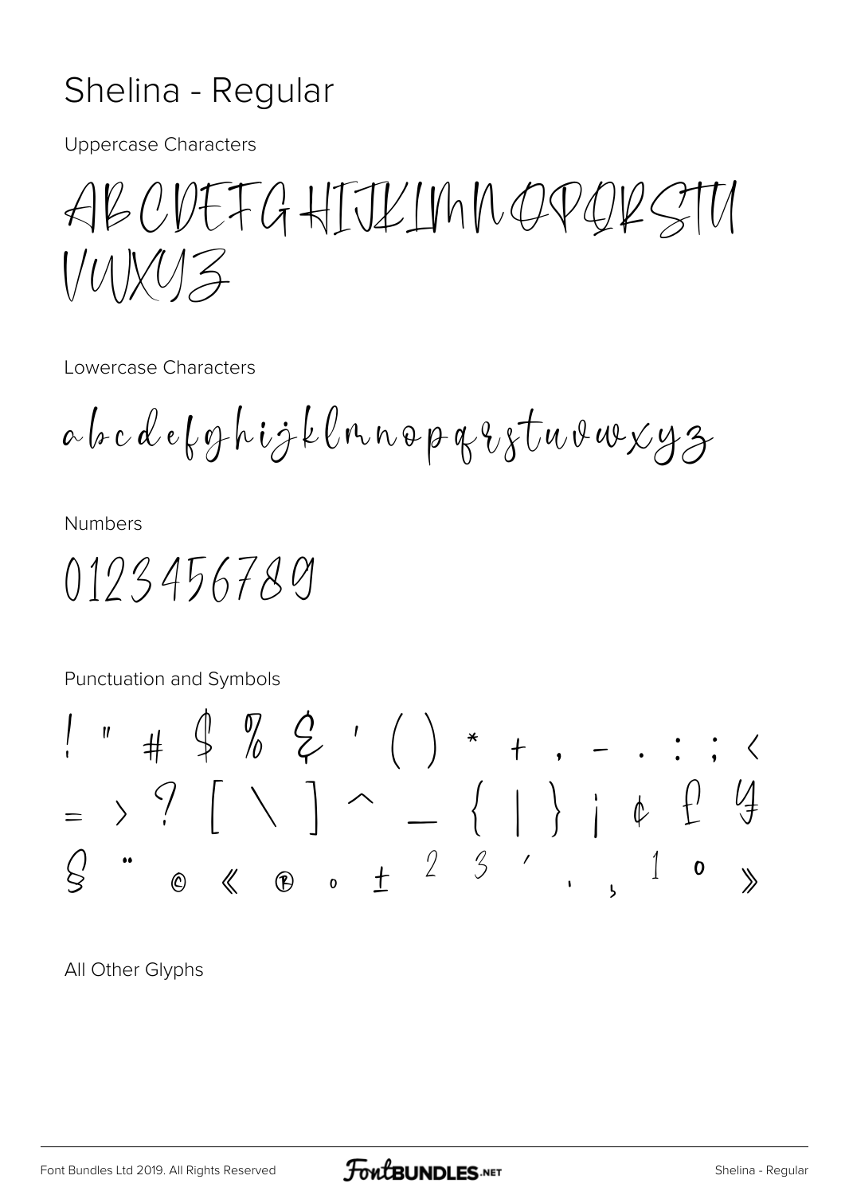# Shelina - Regular

Uppercase Characters

ABCDEFGHIJKLMNOPQRSTU
VWXYZ

Lowercase Characters

abcdefghijklmnopqrstuvwxyz

Numbers

0123456789

Punctuation and Symbols

! " # $ % & ' ( ) * + , - . : ; <
= > ? [ \ ] ^ _ { | } ¡ ¢ £ ¥
§ ¨ © « ® ° ± ² ³ ´ · ¸ ¹ º »

All Other Glyphs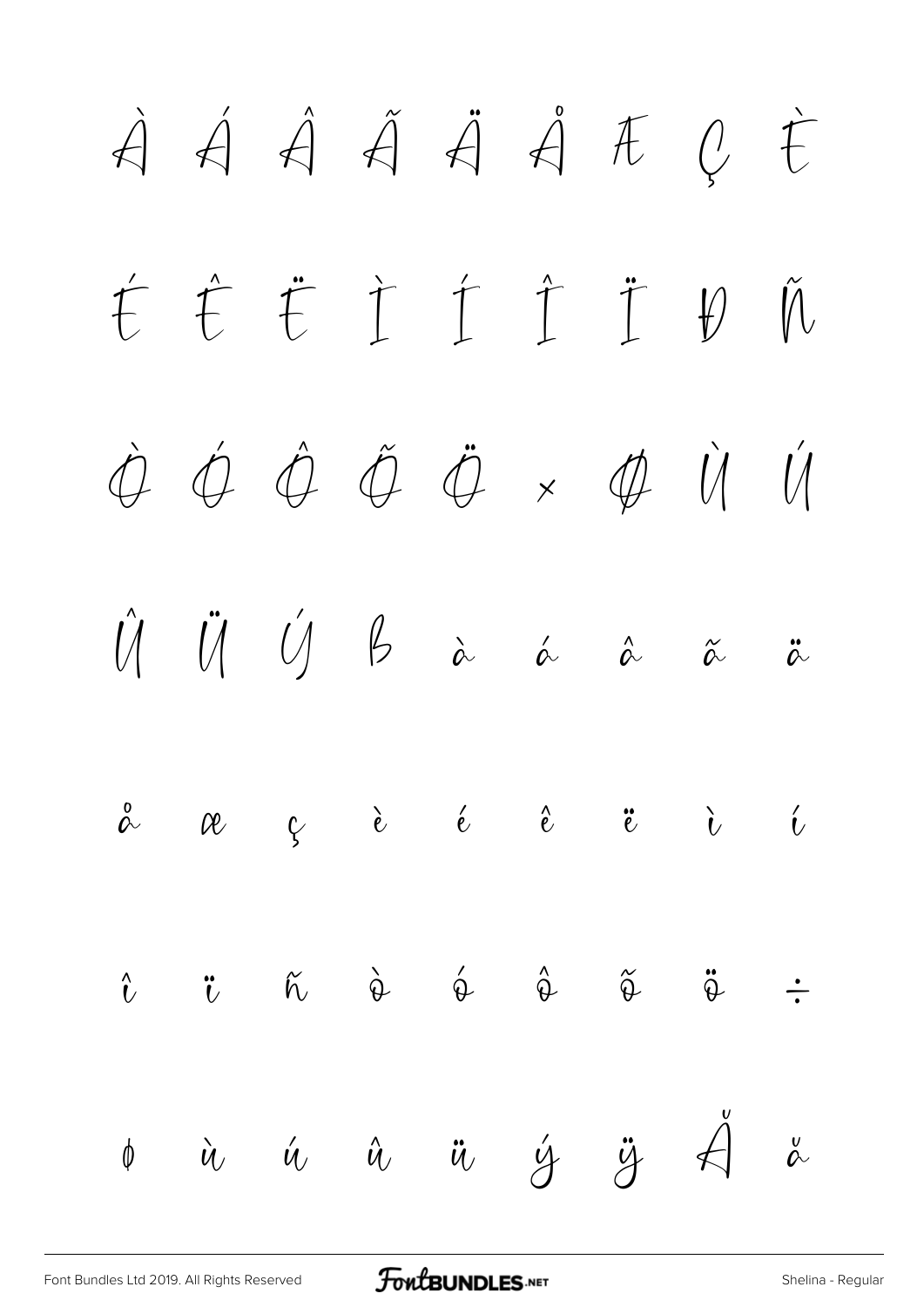À Á Â Ã Ä Å Æ Ç È

É Ê Ë Ì Í Î Ï Ð Ñ

Ò Ó Ô Õ Ö × Ø Ù Ú

Û Ü Ý ß à á â ã ä

å æ ç è é ê ë ì í

î ï ñ ò ó ô õ ö ÷

ø ù ú û ü ý ÿ Ă ă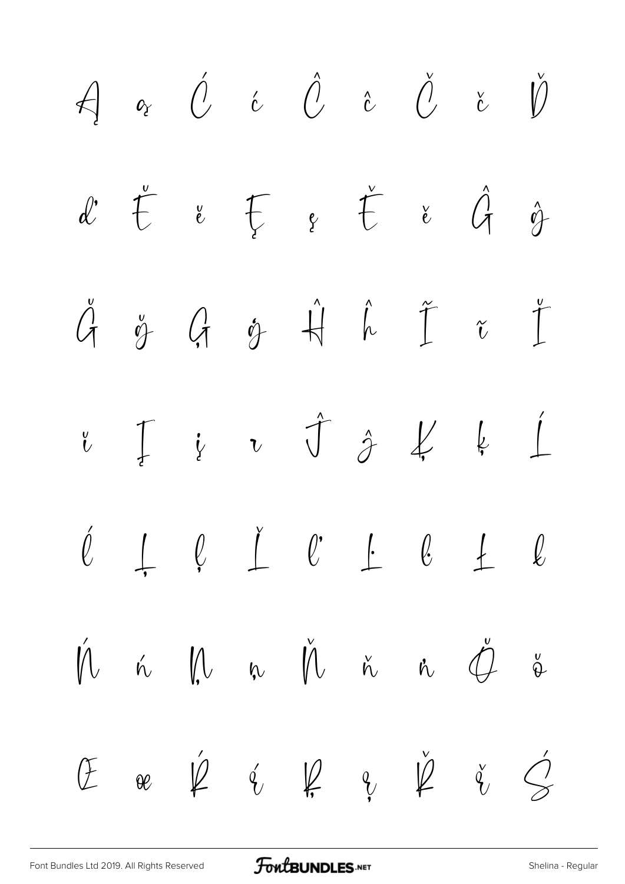Ą ą Ć ć Ĉ ĉ Č č Ď

ď Ĕ ĕ Ę ę Ě ě Ĝ ĝ

Ğ ğ Ģ ģ Ĥ ĥ Ĩ ĩ Ĭ

ĭ Į į ı Ĵ ĵ Ķ ķ Ĺ

ĺ Ļ ļ Ľ ľ Ŀ ŀ Ł ł

Ń ń Ņ ņ Ň ň ŉ Ŏ ŏ

Œ œ Ŕ ŕ Ŗ ŗ Ř ř Ś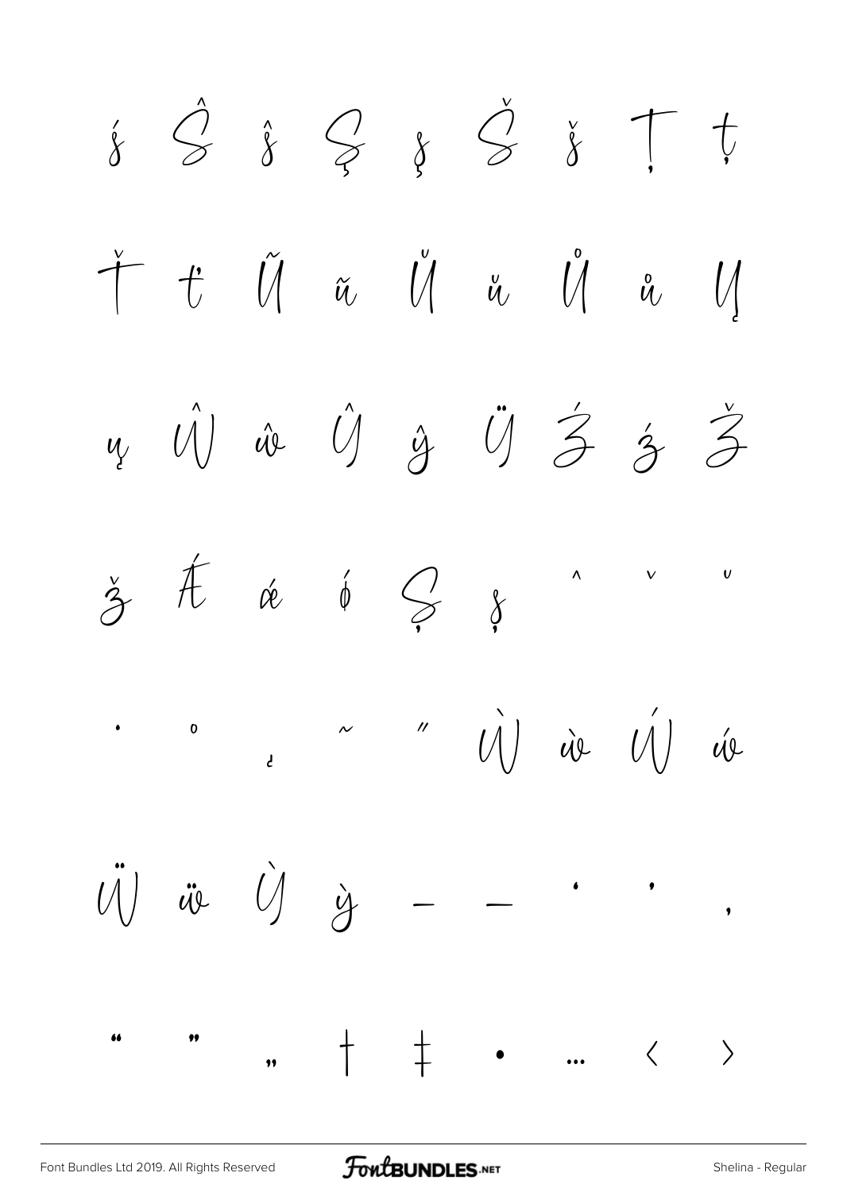ś Ŝ ŝ Ş ş Š š Ţ ţ

Ť ť Ũ ũ Ŭ ŭ Ů ů Ų

ų Ŵ ŵ Ŷ ŷ Ÿ Ź ź Ž

ž Ǽ ǽ ǿ Ș ș ˆ ˇ ˘

˙ ˚ ˛ ˜ ˝ Ẁ ẁ Ẃ ẃ

Ẅ ẅ Ỳ ỳ – — ‘ ’ ‚

“ ” „ † ‡ • … ‹ ›